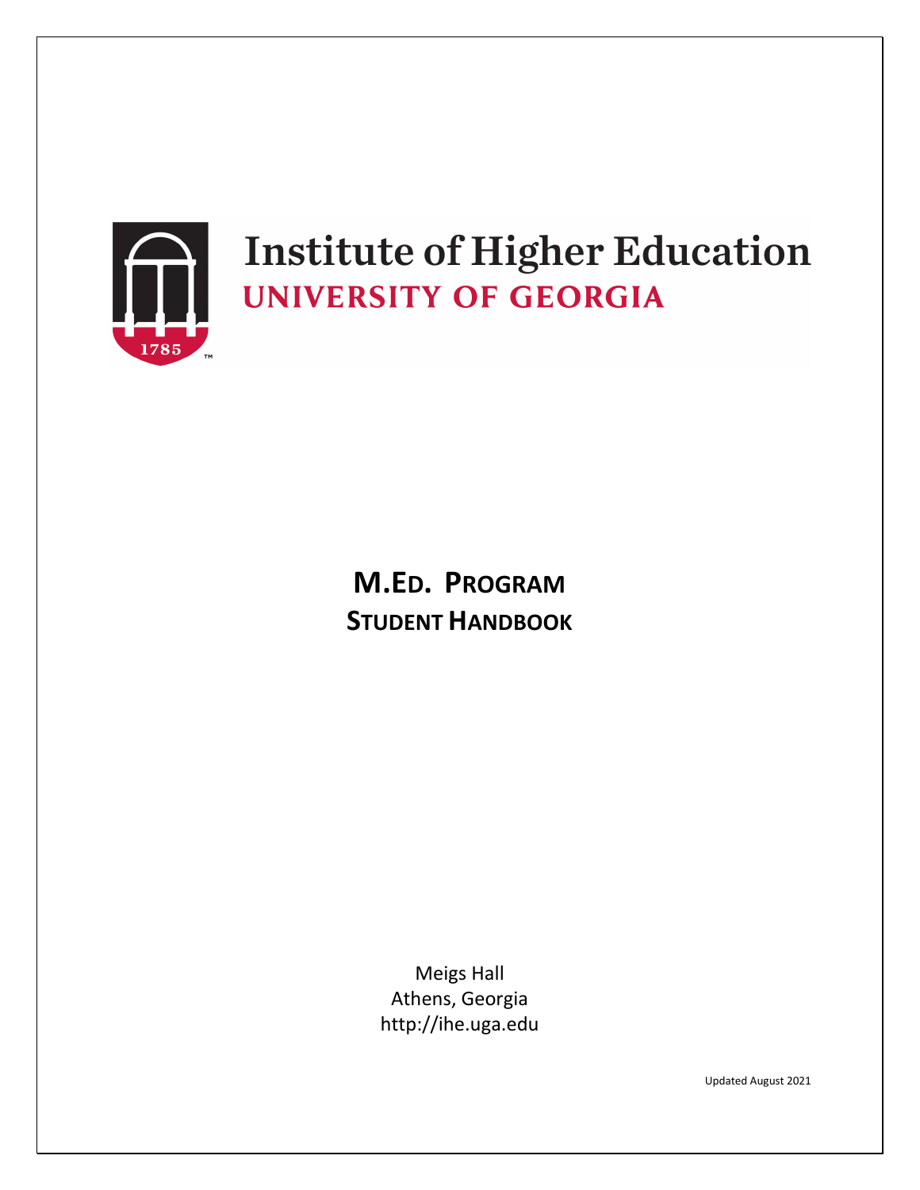# Institute of Higher Education

## UNIVERSITY OF GEORGIA

1785

# M.Ed. Program

## Student Handbook

Meigs Hall
Athens, Georgia
http://ihe.uga.edu

Updated August 2021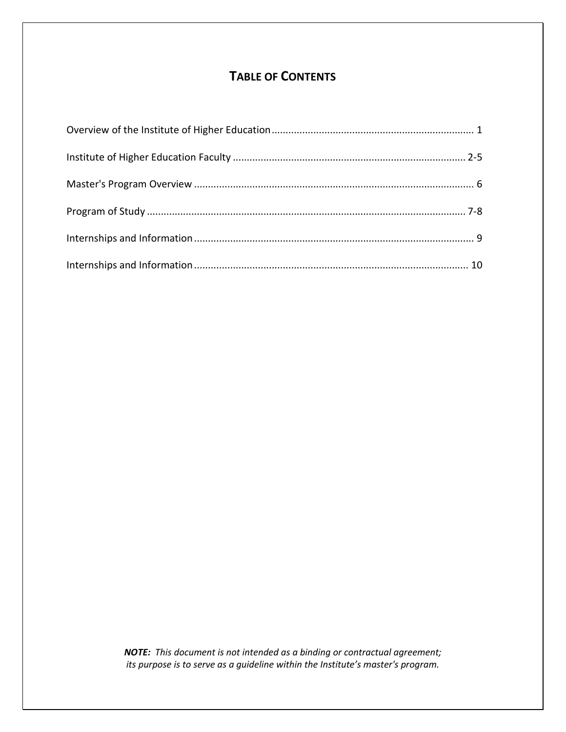## TABLE OF CONTENTS

Overview of the Institute of Higher Education ........................................................................ 1

Institute of Higher Education Faculty ................................................................................... 2-5

Master's Program Overview .................................................................................................... 6

Program of Study .................................................................................................................. 7-8

Internships and Information .................................................................................................... 9

Internships and Information .................................................................................................. 10

***NOTE:** This document is not intended as a binding or contractual agreement; its purpose is to serve as a guideline within the Institute's master's program.*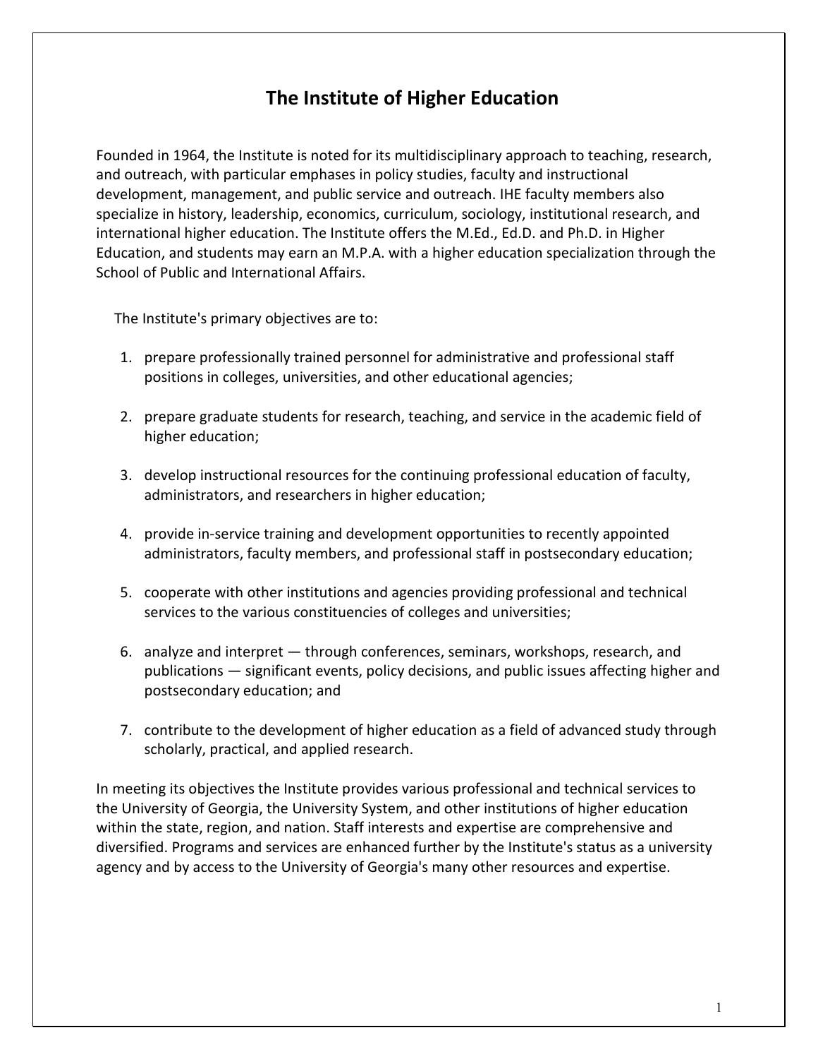# The Institute of Higher Education

Founded in 1964, the Institute is noted for its multidisciplinary approach to teaching, research, and outreach, with particular emphases in policy studies, faculty and instructional development, management, and public service and outreach. IHE faculty members also specialize in history, leadership, economics, curriculum, sociology, institutional research, and international higher education. The Institute offers the M.Ed., Ed.D. and Ph.D. in Higher Education, and students may earn an M.P.A. with a higher education specialization through the School of Public and International Affairs.

The Institute's primary objectives are to:

1. prepare professionally trained personnel for administrative and professional staff positions in colleges, universities, and other educational agencies;

2. prepare graduate students for research, teaching, and service in the academic field of higher education;

3. develop instructional resources for the continuing professional education of faculty, administrators, and researchers in higher education;

4. provide in-service training and development opportunities to recently appointed administrators, faculty members, and professional staff in postsecondary education;

5. cooperate with other institutions and agencies providing professional and technical services to the various constituencies of colleges and universities;

6. analyze and interpret — through conferences, seminars, workshops, research, and publications — significant events, policy decisions, and public issues affecting higher and postsecondary education; and

7. contribute to the development of higher education as a field of advanced study through scholarly, practical, and applied research.

In meeting its objectives the Institute provides various professional and technical services to the University of Georgia, the University System, and other institutions of higher education within the state, region, and nation. Staff interests and expertise are comprehensive and diversified. Programs and services are enhanced further by the Institute's status as a university agency and by access to the University of Georgia's many other resources and expertise.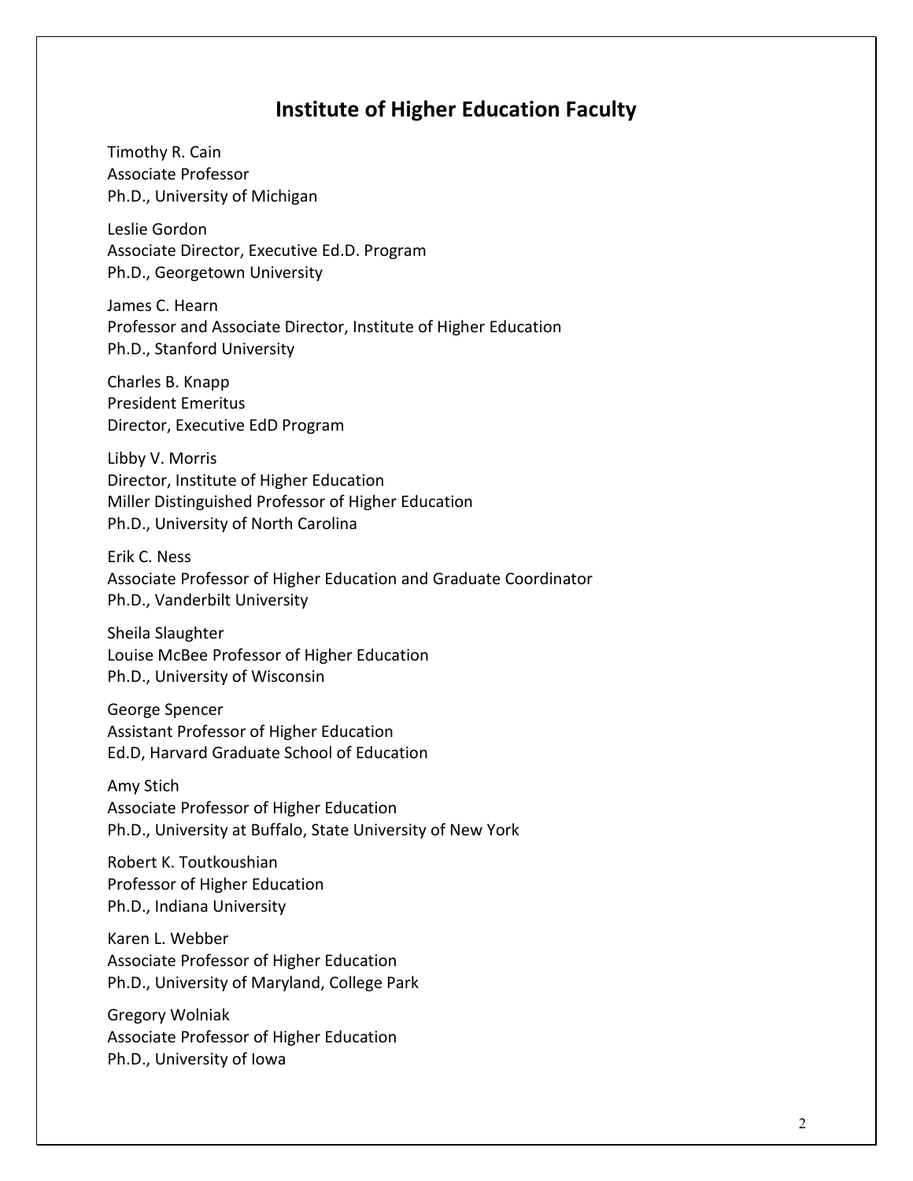# Institute of Higher Education Faculty

Timothy R. Cain
Associate Professor
Ph.D., University of Michigan

Leslie Gordon
Associate Director, Executive Ed.D. Program
Ph.D., Georgetown University

James C. Hearn
Professor and Associate Director, Institute of Higher Education
Ph.D., Stanford University

Charles B. Knapp
President Emeritus
Director, Executive EdD Program

Libby V. Morris
Director, Institute of Higher Education
Miller Distinguished Professor of Higher Education
Ph.D., University of North Carolina

Erik C. Ness
Associate Professor of Higher Education and Graduate Coordinator
Ph.D., Vanderbilt University

Sheila Slaughter
Louise McBee Professor of Higher Education
Ph.D., University of Wisconsin

George Spencer
Assistant Professor of Higher Education
Ed.D, Harvard Graduate School of Education

Amy Stich
Associate Professor of Higher Education
Ph.D., University at Buffalo, State University of New York

Robert K. Toutkoushian
Professor of Higher Education
Ph.D., Indiana University

Karen L. Webber
Associate Professor of Higher Education
Ph.D., University of Maryland, College Park

Gregory Wolniak
Associate Professor of Higher Education
Ph.D., University of Iowa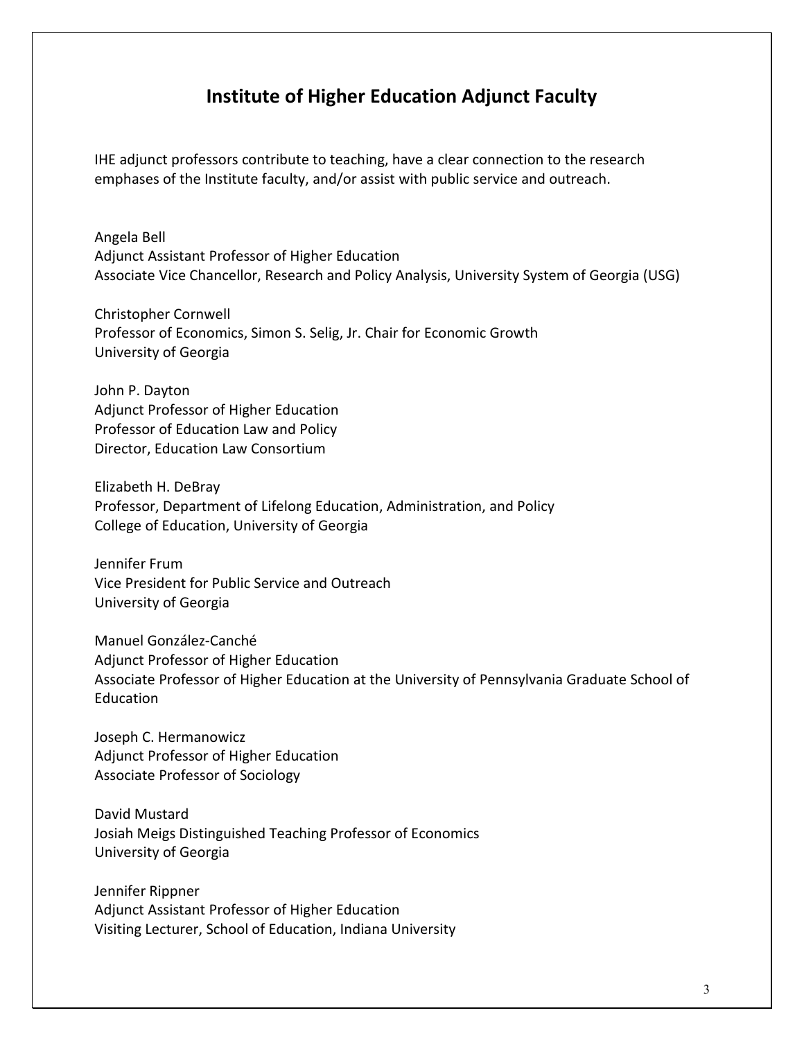# Institute of Higher Education Adjunct Faculty

IHE adjunct professors contribute to teaching, have a clear connection to the research emphases of the Institute faculty, and/or assist with public service and outreach.

Angela Bell
Adjunct Assistant Professor of Higher Education
Associate Vice Chancellor, Research and Policy Analysis, University System of Georgia (USG)

Christopher Cornwell
Professor of Economics, Simon S. Selig, Jr. Chair for Economic Growth
University of Georgia

John P. Dayton
Adjunct Professor of Higher Education
Professor of Education Law and Policy
Director, Education Law Consortium

Elizabeth H. DeBray
Professor, Department of Lifelong Education, Administration, and Policy
College of Education, University of Georgia

Jennifer Frum
Vice President for Public Service and Outreach
University of Georgia

Manuel González-Canché
Adjunct Professor of Higher Education
Associate Professor of Higher Education at the University of Pennsylvania Graduate School of Education

Joseph C. Hermanowicz
Adjunct Professor of Higher Education
Associate Professor of Sociology

David Mustard
Josiah Meigs Distinguished Teaching Professor of Economics
University of Georgia

Jennifer Rippner
Adjunct Assistant Professor of Higher Education
Visiting Lecturer, School of Education, Indiana University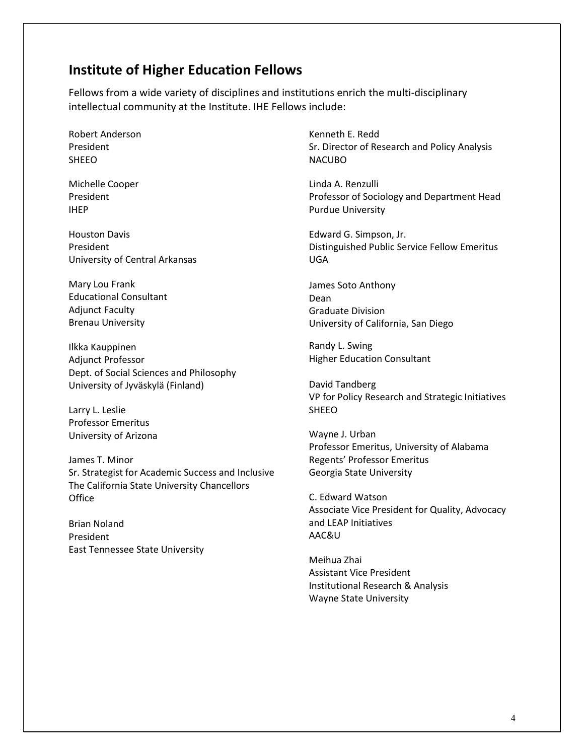## Institute of Higher Education Fellows

Fellows from a wide variety of disciplines and institutions enrich the multi-disciplinary intellectual community at the Institute. IHE Fellows include:

Robert Anderson
President
SHEEO

Michelle Cooper
President
IHEP

Houston Davis
President
University of Central Arkansas

Mary Lou Frank
Educational Consultant
Adjunct Faculty
Brenau University

Ilkka Kauppinen
Adjunct Professor
Dept. of Social Sciences and Philosophy
University of Jyväskylä (Finland)

Larry L. Leslie
Professor Emeritus
University of Arizona

James T. Minor
Sr. Strategist for Academic Success and Inclusive
The California State University Chancellors Office

Brian Noland
President
East Tennessee State University

Kenneth E. Redd
Sr. Director of Research and Policy Analysis
NACUBO

Linda A. Renzulli
Professor of Sociology and Department Head
Purdue University

Edward G. Simpson, Jr.
Distinguished Public Service Fellow Emeritus
UGA

James Soto Anthony
Dean
Graduate Division
University of California, San Diego

Randy L. Swing
Higher Education Consultant

David Tandberg
VP for Policy Research and Strategic Initiatives
SHEEO

Wayne J. Urban
Professor Emeritus, University of Alabama
Regents' Professor Emeritus
Georgia State University

C. Edward Watson
Associate Vice President for Quality, Advocacy and LEAP Initiatives
AAC&U

Meihua Zhai
Assistant Vice President
Institutional Research & Analysis
Wayne State University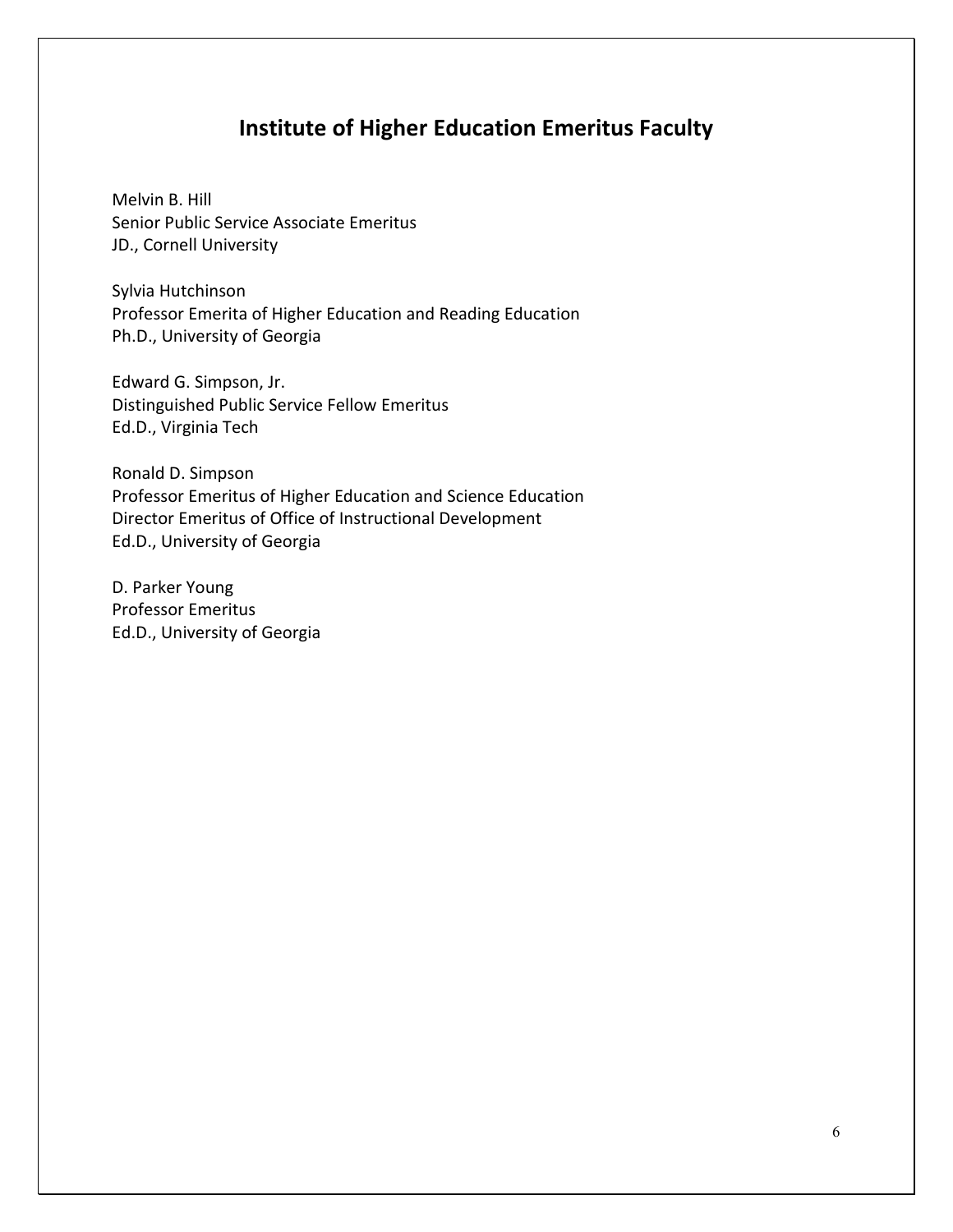## Institute of Higher Education Emeritus Faculty

Melvin B. Hill
Senior Public Service Associate Emeritus
JD., Cornell University

Sylvia Hutchinson
Professor Emerita of Higher Education and Reading Education
Ph.D., University of Georgia

Edward G. Simpson, Jr.
Distinguished Public Service Fellow Emeritus
Ed.D., Virginia Tech

Ronald D. Simpson
Professor Emeritus of Higher Education and Science Education
Director Emeritus of Office of Instructional Development
Ed.D., University of Georgia

D. Parker Young
Professor Emeritus
Ed.D., University of Georgia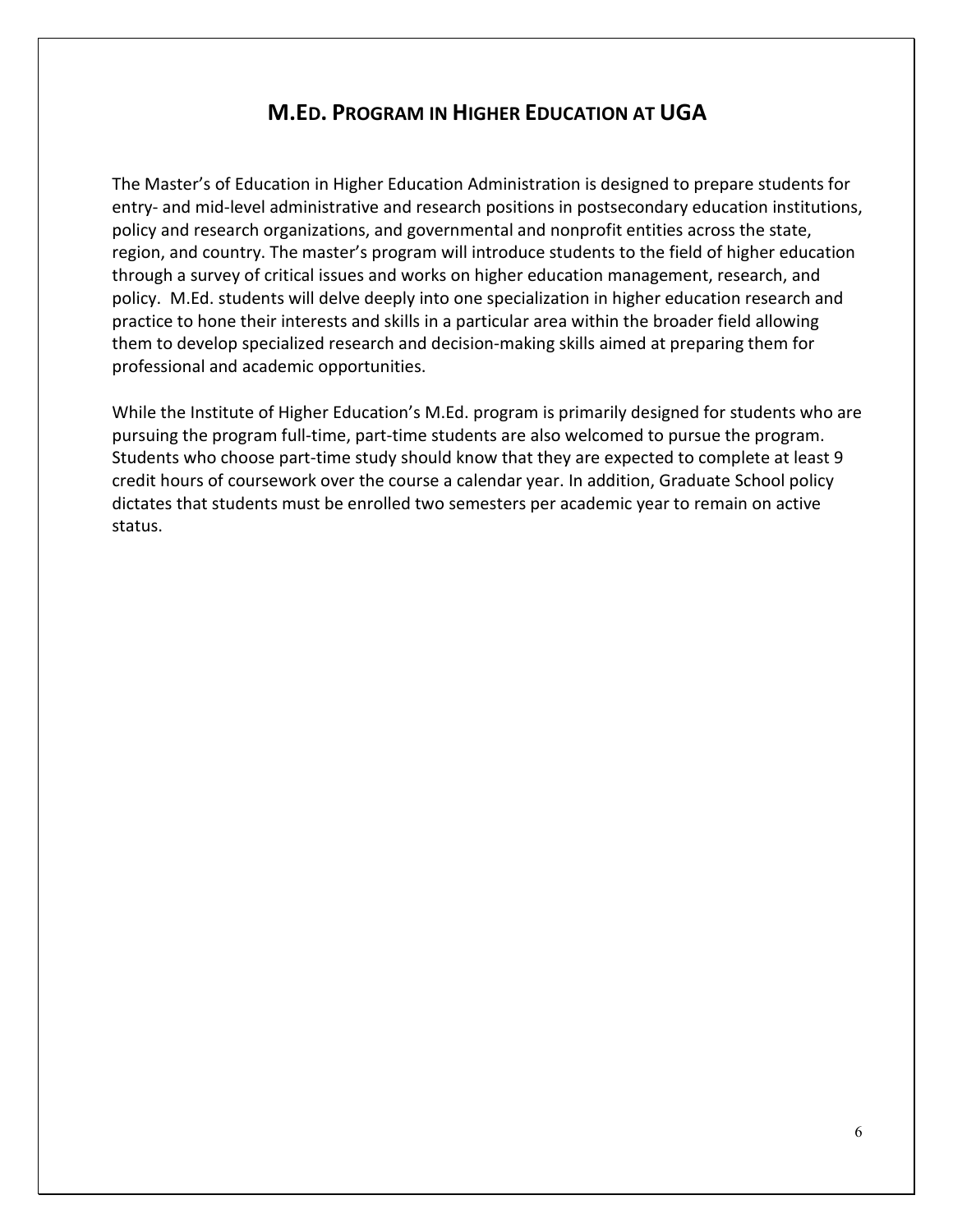## M.Ed. Program in Higher Education at UGA

The Master's of Education in Higher Education Administration is designed to prepare students for entry- and mid-level administrative and research positions in postsecondary education institutions, policy and research organizations, and governmental and nonprofit entities across the state, region, and country. The master's program will introduce students to the field of higher education through a survey of critical issues and works on higher education management, research, and policy. M.Ed. students will delve deeply into one specialization in higher education research and practice to hone their interests and skills in a particular area within the broader field allowing them to develop specialized research and decision-making skills aimed at preparing them for professional and academic opportunities.

While the Institute of Higher Education's M.Ed. program is primarily designed for students who are pursuing the program full-time, part-time students are also welcomed to pursue the program. Students who choose part-time study should know that they are expected to complete at least 9 credit hours of coursework over the course a calendar year. In addition, Graduate School policy dictates that students must be enrolled two semesters per academic year to remain on active status.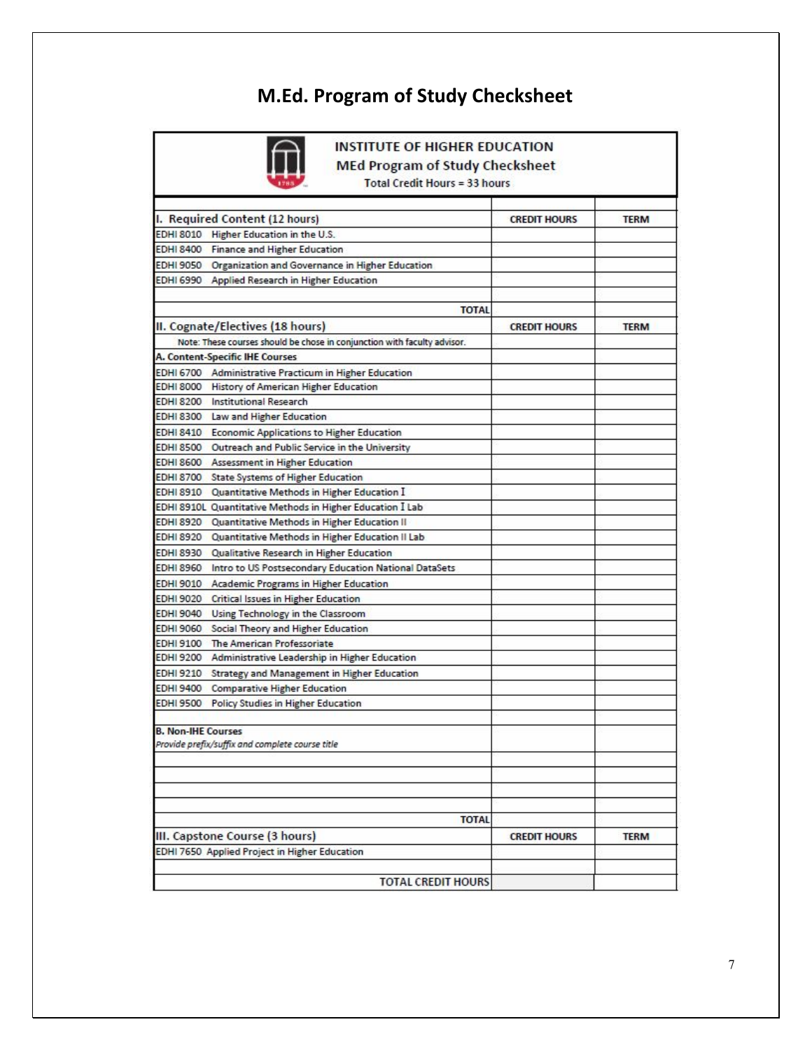# M.Ed. Program of Study Checksheet

**INSTITUTE OF HIGHER EDUCATION**
**MEd Program of Study Checksheet**
Total Credit Hours = 33 hours

| I. Required Content (12 hours) | CREDIT HOURS | TERM |
|---|---|---|
| EDHI 8010 Higher Education in the U.S. | | |
| EDHI 8400 Finance and Higher Education | | |
| EDHI 9050 Organization and Governance in Higher Education | | |
| EDHI 6990 Applied Research in Higher Education | | |
| | | |
| **TOTAL** | | |
| **II. Cognate/Electives (18 hours)** | **CREDIT HOURS** | **TERM** |
| Note: These courses should be chose in conjunction with faculty advisor. | | |
| **A. Content-Specific IHE Courses** | | |
| EDHI 6700 Administrative Practicum in Higher Education | | |
| EDHI 8000 History of American Higher Education | | |
| EDHI 8200 Institutional Research | | |
| EDHI 8300 Law and Higher Education | | |
| EDHI 8410 Economic Applications to Higher Education | | |
| EDHI 8500 Outreach and Public Service in the University | | |
| EDHI 8600 Assessment in Higher Education | | |
| EDHI 8700 State Systems of Higher Education | | |
| EDHI 8910 Quantitative Methods in Higher Education I | | |
| EDHI 8910L Quantitative Methods in Higher Education I Lab | | |
| EDHI 8920 Quantitative Methods in Higher Education II | | |
| EDHI 8920 Quantitative Methods in Higher Education II Lab | | |
| EDHI 8930 Qualitative Research in Higher Education | | |
| EDHI 8960 Intro to US Postsecondary Education National DataSets | | |
| EDHI 9010 Academic Programs in Higher Education | | |
| EDHI 9020 Critical Issues in Higher Education | | |
| EDHI 9040 Using Technology in the Classroom | | |
| EDHI 9060 Social Theory and Higher Education | | |
| EDHI 9100 The American Professoriate | | |
| EDHI 9200 Administrative Leadership in Higher Education | | |
| EDHI 9210 Strategy and Management in Higher Education | | |
| EDHI 9400 Comparative Higher Education | | |
| EDHI 9500 Policy Studies in Higher Education | | |
| | | |
| **B. Non-IHE Courses** *Provide prefix/suffix and complete course title* | | |
| | | |
| | | |
| | | |
| | | |
| **TOTAL** | | |
| **III. Capstone Course (3 hours)** | **CREDIT HOURS** | **TERM** |
| EDHI 7650 Applied Project in Higher Education | | |
| | | |
| **TOTAL CREDIT HOURS** | | |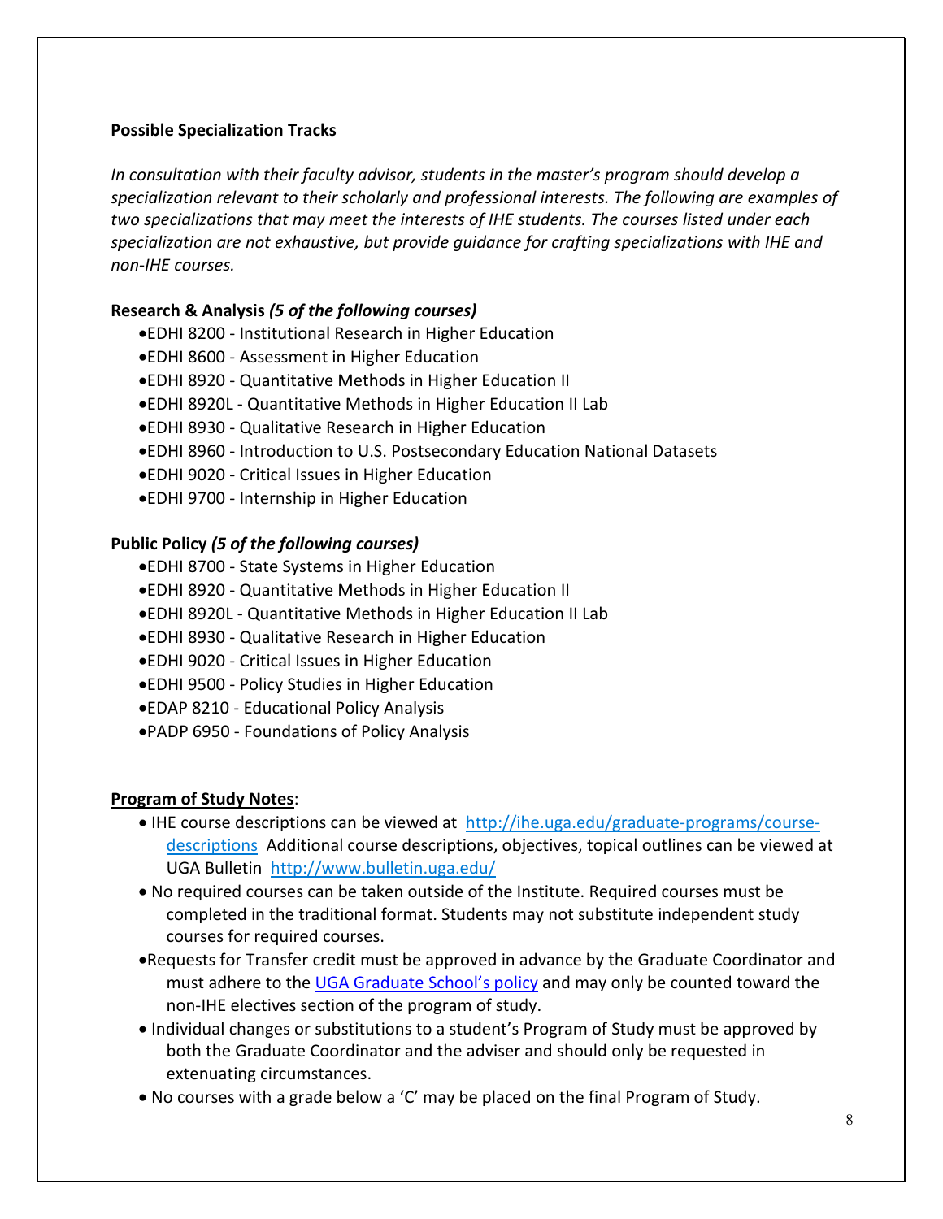**Possible Specialization Tracks**

*In consultation with their faculty advisor, students in the master's program should develop a specialization relevant to their scholarly and professional interests. The following are examples of two specializations that may meet the interests of IHE students. The courses listed under each specialization are not exhaustive, but provide guidance for crafting specializations with IHE and non-IHE courses.*

**Research & Analysis** ***(5 of the following courses)***

- EDHI 8200 - Institutional Research in Higher Education
- EDHI 8600 - Assessment in Higher Education
- EDHI 8920 - Quantitative Methods in Higher Education II
- EDHI 8920L - Quantitative Methods in Higher Education II Lab
- EDHI 8930 - Qualitative Research in Higher Education
- EDHI 8960 - Introduction to U.S. Postsecondary Education National Datasets
- EDHI 9020 - Critical Issues in Higher Education
- EDHI 9700 - Internship in Higher Education

**Public Policy** ***(5 of the following courses)***

- EDHI 8700 - State Systems in Higher Education
- EDHI 8920 - Quantitative Methods in Higher Education II
- EDHI 8920L - Quantitative Methods in Higher Education II Lab
- EDHI 8930 - Qualitative Research in Higher Education
- EDHI 9020 - Critical Issues in Higher Education
- EDHI 9500 - Policy Studies in Higher Education
- EDAP 8210 - Educational Policy Analysis
- PADP 6950 - Foundations of Policy Analysis

**Program of Study Notes**:

- IHE course descriptions can be viewed at http://ihe.uga.edu/graduate-programs/course-descriptions Additional course descriptions, objectives, topical outlines can be viewed at UGA Bulletin http://www.bulletin.uga.edu/
- No required courses can be taken outside of the Institute. Required courses must be completed in the traditional format. Students may not substitute independent study courses for required courses.
- Requests for Transfer credit must be approved in advance by the Graduate Coordinator and must adhere to the UGA Graduate School's policy and may only be counted toward the non-IHE electives section of the program of study.
- Individual changes or substitutions to a student's Program of Study must be approved by both the Graduate Coordinator and the adviser and should only be requested in extenuating circumstances.
- No courses with a grade below a 'C' may be placed on the final Program of Study.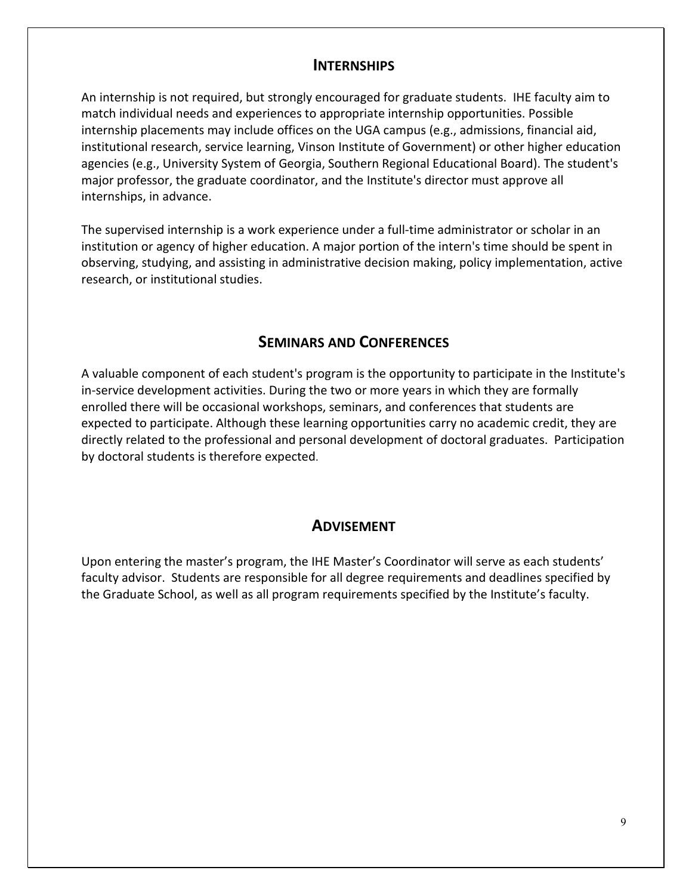## Internships

An internship is not required, but strongly encouraged for graduate students. IHE faculty aim to match individual needs and experiences to appropriate internship opportunities. Possible internship placements may include offices on the UGA campus (e.g., admissions, financial aid, institutional research, service learning, Vinson Institute of Government) or other higher education agencies (e.g., University System of Georgia, Southern Regional Educational Board). The student's major professor, the graduate coordinator, and the Institute's director must approve all internships, in advance.

The supervised internship is a work experience under a full-time administrator or scholar in an institution or agency of higher education. A major portion of the intern's time should be spent in observing, studying, and assisting in administrative decision making, policy implementation, active research, or institutional studies.

## Seminars and Conferences

A valuable component of each student's program is the opportunity to participate in the Institute's in-service development activities. During the two or more years in which they are formally enrolled there will be occasional workshops, seminars, and conferences that students are expected to participate. Although these learning opportunities carry no academic credit, they are directly related to the professional and personal development of doctoral graduates. Participation by doctoral students is therefore expected.

## Advisement

Upon entering the master's program, the IHE Master's Coordinator will serve as each students' faculty advisor. Students are responsible for all degree requirements and deadlines specified by the Graduate School, as well as all program requirements specified by the Institute's faculty.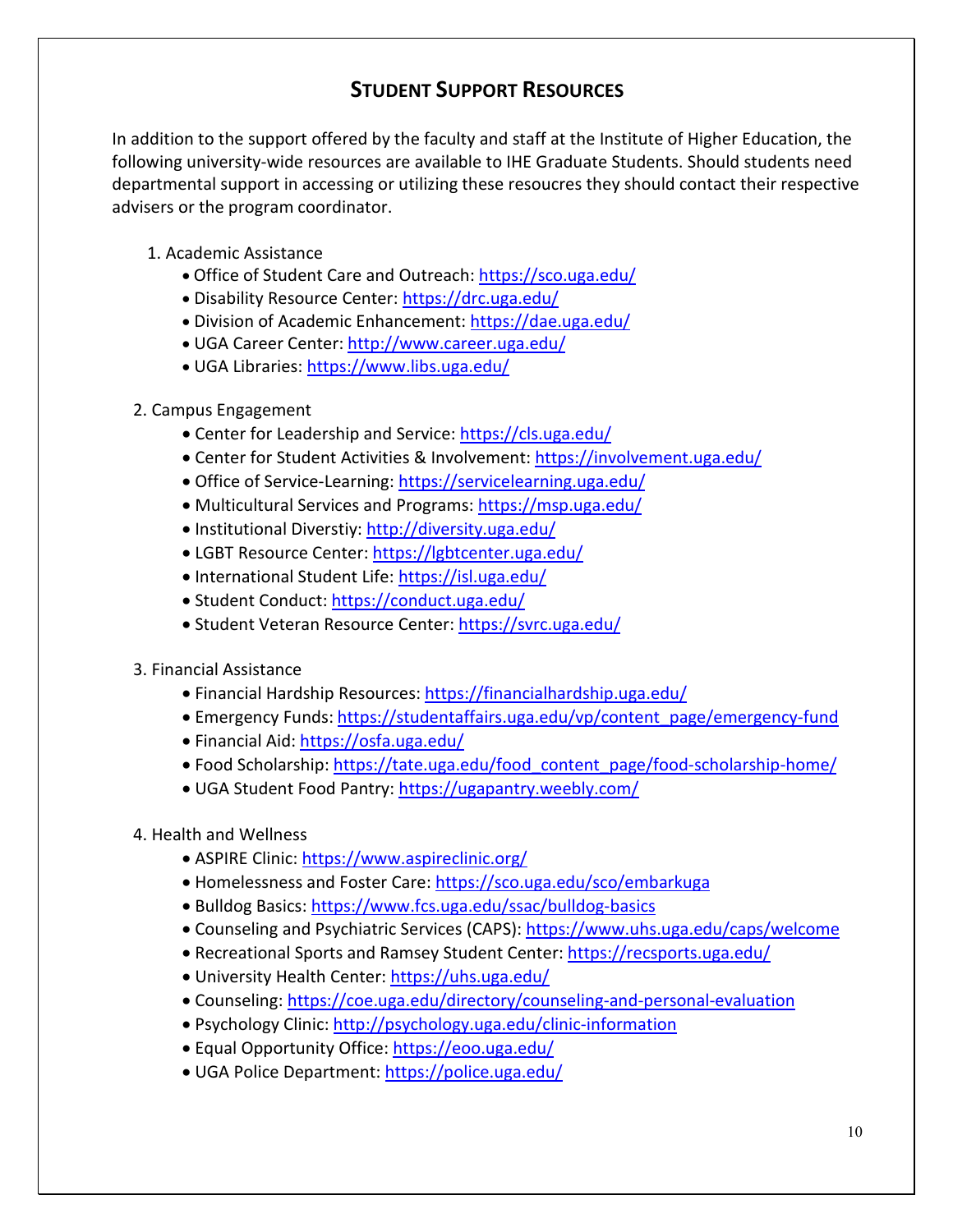## STUDENT SUPPORT RESOURCES

In addition to the support offered by the faculty and staff at the Institute of Higher Education, the following university-wide resources are available to IHE Graduate Students. Should students need departmental support in accessing or utilizing these resoucres they should contact their respective advisers or the program coordinator.

1. Academic Assistance
   - Office of Student Care and Outreach: https://sco.uga.edu/
   - Disability Resource Center: https://drc.uga.edu/
   - Division of Academic Enhancement: https://dae.uga.edu/
   - UGA Career Center: http://www.career.uga.edu/
   - UGA Libraries: https://www.libs.uga.edu/

2. Campus Engagement
   - Center for Leadership and Service: https://cls.uga.edu/
   - Center for Student Activities & Involvement: https://involvement.uga.edu/
   - Office of Service-Learning: https://servicelearning.uga.edu/
   - Multicultural Services and Programs: https://msp.uga.edu/
   - Institutional Diverstiy: http://diversity.uga.edu/
   - LGBT Resource Center: https://lgbtcenter.uga.edu/
   - International Student Life: https://isl.uga.edu/
   - Student Conduct: https://conduct.uga.edu/
   - Student Veteran Resource Center: https://svrc.uga.edu/

3. Financial Assistance
   - Financial Hardship Resources: https://financialhardship.uga.edu/
   - Emergency Funds: https://studentaffairs.uga.edu/vp/content_page/emergency-fund
   - Financial Aid: https://osfa.uga.edu/
   - Food Scholarship: https://tate.uga.edu/food_content_page/food-scholarship-home/
   - UGA Student Food Pantry: https://ugapantry.weebly.com/

4. Health and Wellness
   - ASPIRE Clinic: https://www.aspireclinic.org/
   - Homelessness and Foster Care: https://sco.uga.edu/sco/embarkuga
   - Bulldog Basics: https://www.fcs.uga.edu/ssac/bulldog-basics
   - Counseling and Psychiatric Services (CAPS): https://www.uhs.uga.edu/caps/welcome
   - Recreational Sports and Ramsey Student Center: https://recsports.uga.edu/
   - University Health Center: https://uhs.uga.edu/
   - Counseling: https://coe.uga.edu/directory/counseling-and-personal-evaluation
   - Psychology Clinic: http://psychology.uga.edu/clinic-information
   - Equal Opportunity Office: https://eoo.uga.edu/
   - UGA Police Department: https://police.uga.edu/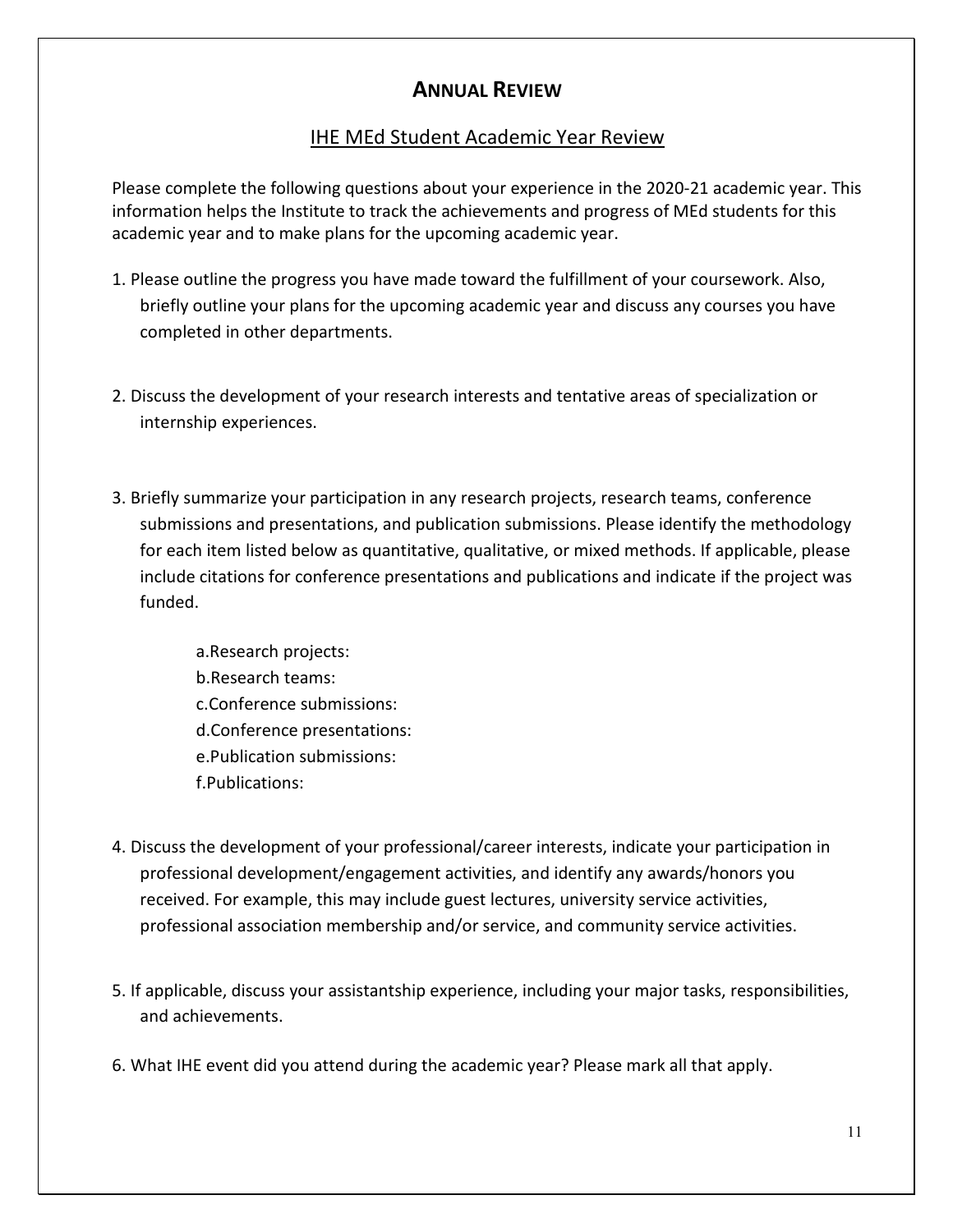## Annual Review

### IHE MEd Student Academic Year Review

Please complete the following questions about your experience in the 2020-21 academic year. This information helps the Institute to track the achievements and progress of MEd students for this academic year and to make plans for the upcoming academic year.

1. Please outline the progress you have made toward the fulfillment of your coursework. Also, briefly outline your plans for the upcoming academic year and discuss any courses you have completed in other departments.

2. Discuss the development of your research interests and tentative areas of specialization or internship experiences.

3. Briefly summarize your participation in any research projects, research teams, conference submissions and presentations, and publication submissions. Please identify the methodology for each item listed below as quantitative, qualitative, or mixed methods. If applicable, please include citations for conference presentations and publications and indicate if the project was funded.

   a. Research projects:
   b. Research teams:
   c. Conference submissions:
   d. Conference presentations:
   e. Publication submissions:
   f. Publications:

4. Discuss the development of your professional/career interests, indicate your participation in professional development/engagement activities, and identify any awards/honors you received. For example, this may include guest lectures, university service activities, professional association membership and/or service, and community service activities.

5. If applicable, discuss your assistantship experience, including your major tasks, responsibilities, and achievements.

6. What IHE event did you attend during the academic year? Please mark all that apply.